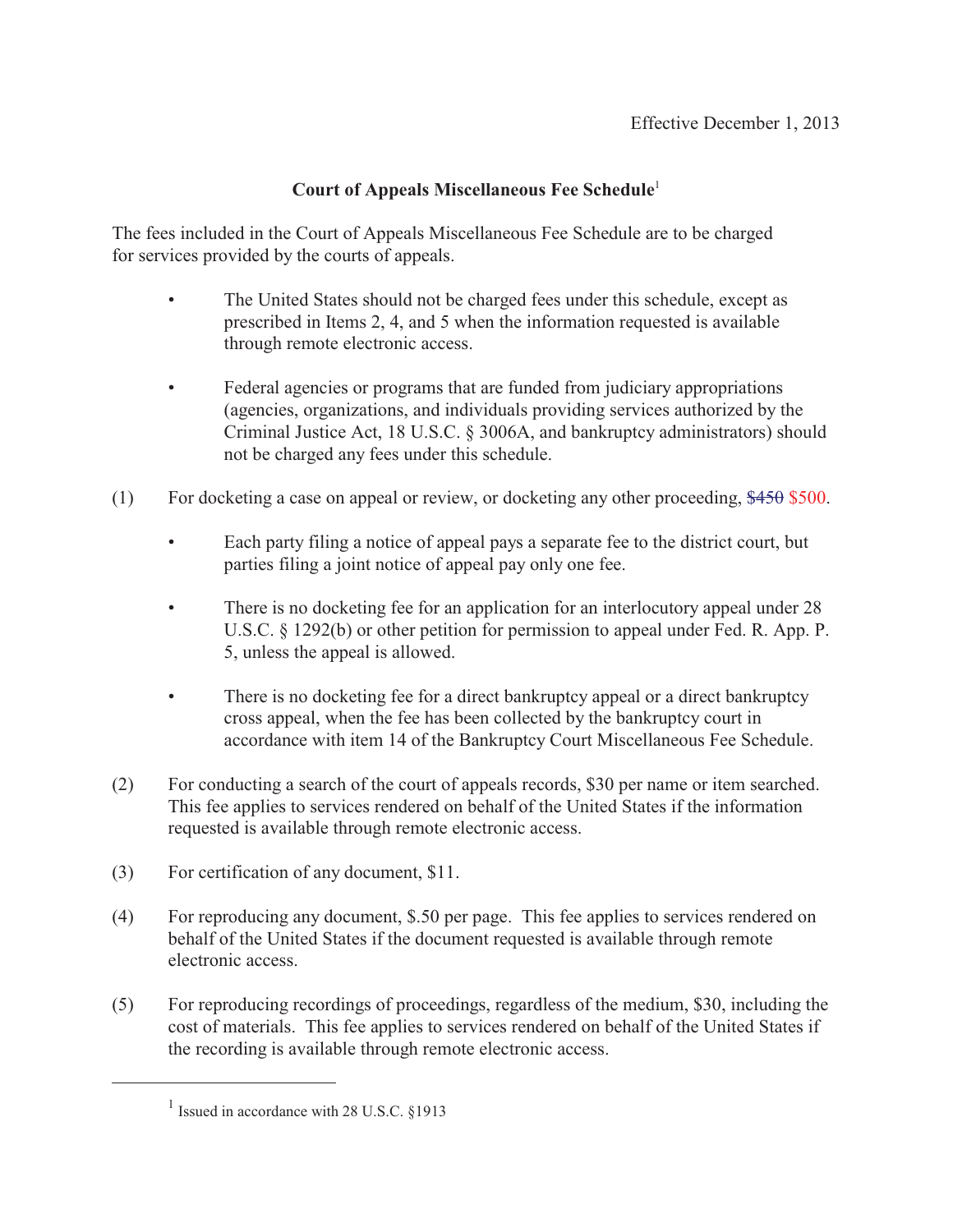Effective December 1, 2013

## Court of Appeals Miscellaneous Fee Schedule[1]

The fees included in the Court of Appeals Miscellaneous Fee Schedule are to be charged for services provided by the courts of appeals.

- The United States should not be charged fees under this schedule, except as prescribed in Items 2, 4, and 5 when the information requested is available through remote electronic access.

- Federal agencies or programs that are funded from judiciary appropriations (agencies, organizations, and individuals providing services authorized by the Criminal Justice Act, 18 U.S.C. § 3006A, and bankruptcy administrators) should not be charged any fees under this schedule.

(1) For docketing a case on appeal or review, or docketing any other proceeding, ~~$450~~ $500.

- Each party filing a notice of appeal pays a separate fee to the district court, but parties filing a joint notice of appeal pay only one fee.

- There is no docketing fee for an application for an interlocutory appeal under 28 U.S.C. § 1292(b) or other petition for permission to appeal under Fed. R. App. P. 5, unless the appeal is allowed.

- There is no docketing fee for a direct bankruptcy appeal or a direct bankruptcy cross appeal, when the fee has been collected by the bankruptcy court in accordance with item 14 of the Bankruptcy Court Miscellaneous Fee Schedule.

(2) For conducting a search of the court of appeals records, $30 per name or item searched. This fee applies to services rendered on behalf of the United States if the information requested is available through remote electronic access.

(3) For certification of any document, $11.

(4) For reproducing any document, $.50 per page. This fee applies to services rendered on behalf of the United States if the document requested is available through remote electronic access.

(5) For reproducing recordings of proceedings, regardless of the medium, $30, including the cost of materials. This fee applies to services rendered on behalf of the United States if the recording is available through remote electronic access.

---

[1] Issued in accordance with 28 U.S.C. §1913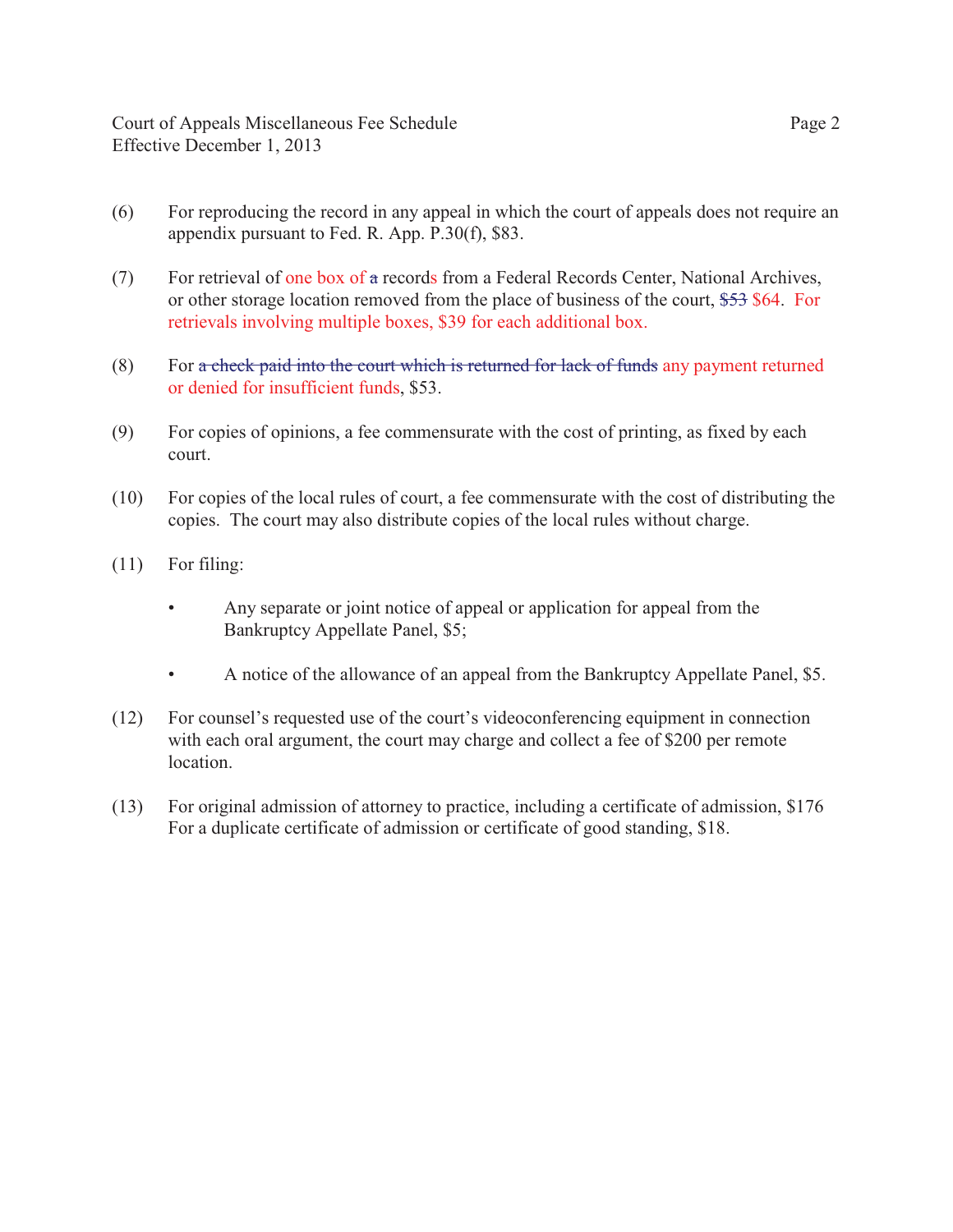(6) For reproducing the record in any appeal in which the court of appeals does not require an appendix pursuant to Fed. R. App. P.30(f), $83.

(7) For retrieval of one box of ~~a~~ records from a Federal Records Center, National Archives, or other storage location removed from the place of business of the court, ~~$53~~ $64. For retrievals involving multiple boxes, $39 for each additional box.

(8) For ~~a check paid into the court which is returned for lack of funds~~ any payment returned or denied for insufficient funds, $53.

(9) For copies of opinions, a fee commensurate with the cost of printing, as fixed by each court.

(10) For copies of the local rules of court, a fee commensurate with the cost of distributing the copies. The court may also distribute copies of the local rules without charge.

(11) For filing:

- Any separate or joint notice of appeal or application for appeal from the Bankruptcy Appellate Panel, $5;

- A notice of the allowance of an appeal from the Bankruptcy Appellate Panel, $5.

(12) For counsel's requested use of the court's videoconferencing equipment in connection with each oral argument, the court may charge and collect a fee of $200 per remote location.

(13) For original admission of attorney to practice, including a certificate of admission, $176 For a duplicate certificate of admission or certificate of good standing, $18.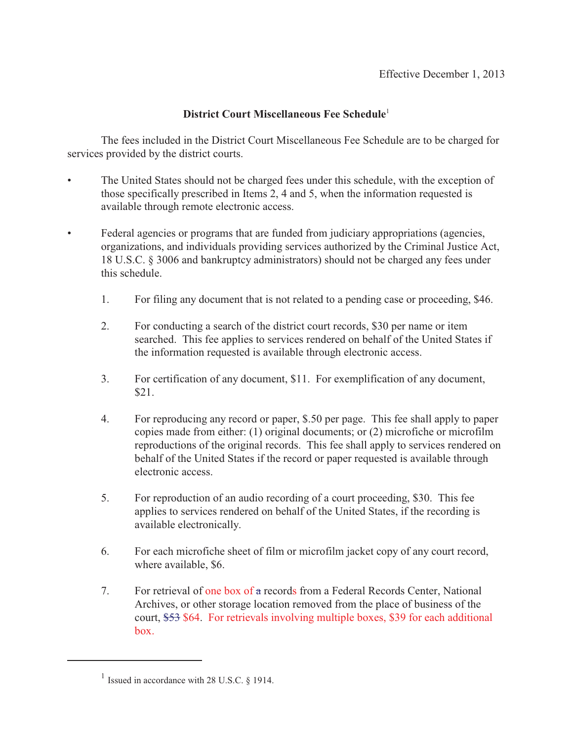Effective December 1, 2013

**District Court Miscellaneous Fee Schedule**[1]

The fees included in the District Court Miscellaneous Fee Schedule are to be charged for services provided by the district courts.

- The United States should not be charged fees under this schedule, with the exception of those specifically prescribed in Items 2, 4 and 5, when the information requested is available through remote electronic access.

- Federal agencies or programs that are funded from judiciary appropriations (agencies, organizations, and individuals providing services authorized by the Criminal Justice Act, 18 U.S.C. § 3006 and bankruptcy administrators) should not be charged any fees under this schedule.

1. For filing any document that is not related to a pending case or proceeding, $46.

2. For conducting a search of the district court records, $30 per name or item searched. This fee applies to services rendered on behalf of the United States if the information requested is available through electronic access.

3. For certification of any document, $11. For exemplification of any document, $21.

4. For reproducing any record or paper, $.50 per page. This fee shall apply to paper copies made from either: (1) original documents; or (2) microfiche or microfilm reproductions of the original records. This fee shall apply to services rendered on behalf of the United States if the record or paper requested is available through electronic access.

5. For reproduction of an audio recording of a court proceeding, $30. This fee applies to services rendered on behalf of the United States, if the recording is available electronically.

6. For each microfiche sheet of film or microfilm jacket copy of any court record, where available, $6.

7. For retrieval of one box of ~~a~~ records from a Federal Records Center, National Archives, or other storage location removed from the place of business of the court, ~~$53~~ $64. For retrievals involving multiple boxes, $39 for each additional box.

---

[1] Issued in accordance with 28 U.S.C. § 1914.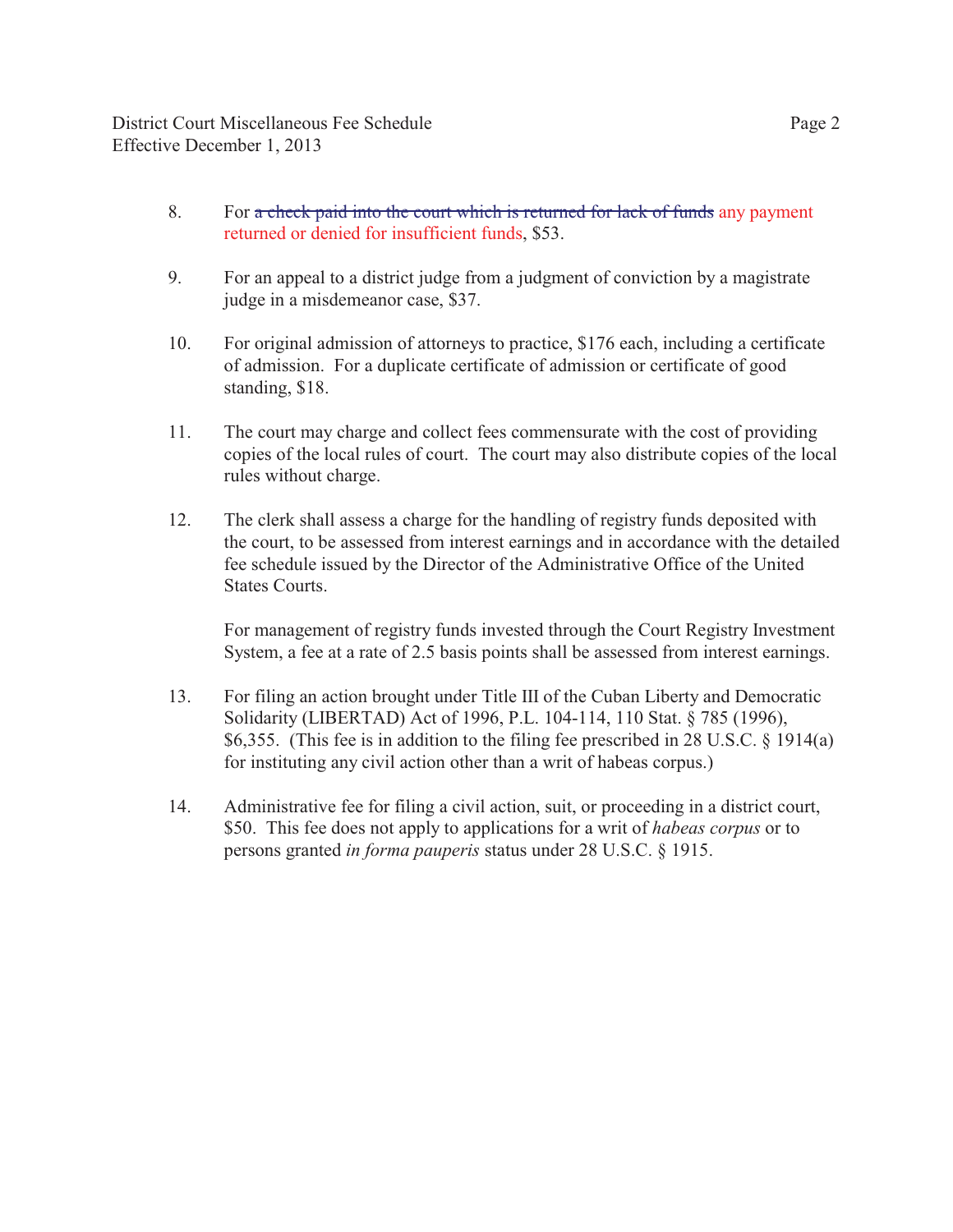8. For ~~a check paid into the court which is returned for lack of funds~~ any payment returned or denied for insufficient funds, $53.

9. For an appeal to a district judge from a judgment of conviction by a magistrate judge in a misdemeanor case, $37.

10. For original admission of attorneys to practice, $176 each, including a certificate of admission. For a duplicate certificate of admission or certificate of good standing, $18.

11. The court may charge and collect fees commensurate with the cost of providing copies of the local rules of court. The court may also distribute copies of the local rules without charge.

12. The clerk shall assess a charge for the handling of registry funds deposited with the court, to be assessed from interest earnings and in accordance with the detailed fee schedule issued by the Director of the Administrative Office of the United States Courts.

    For management of registry funds invested through the Court Registry Investment System, a fee at a rate of 2.5 basis points shall be assessed from interest earnings.

13. For filing an action brought under Title III of the Cuban Liberty and Democratic Solidarity (LIBERTAD) Act of 1996, P.L. 104-114, 110 Stat. § 785 (1996), $6,355. (This fee is in addition to the filing fee prescribed in 28 U.S.C. § 1914(a) for instituting any civil action other than a writ of habeas corpus.)

14. Administrative fee for filing a civil action, suit, or proceeding in a district court, $50. This fee does not apply to applications for a writ of *habeas corpus* or to persons granted *in forma pauperis* status under 28 U.S.C. § 1915.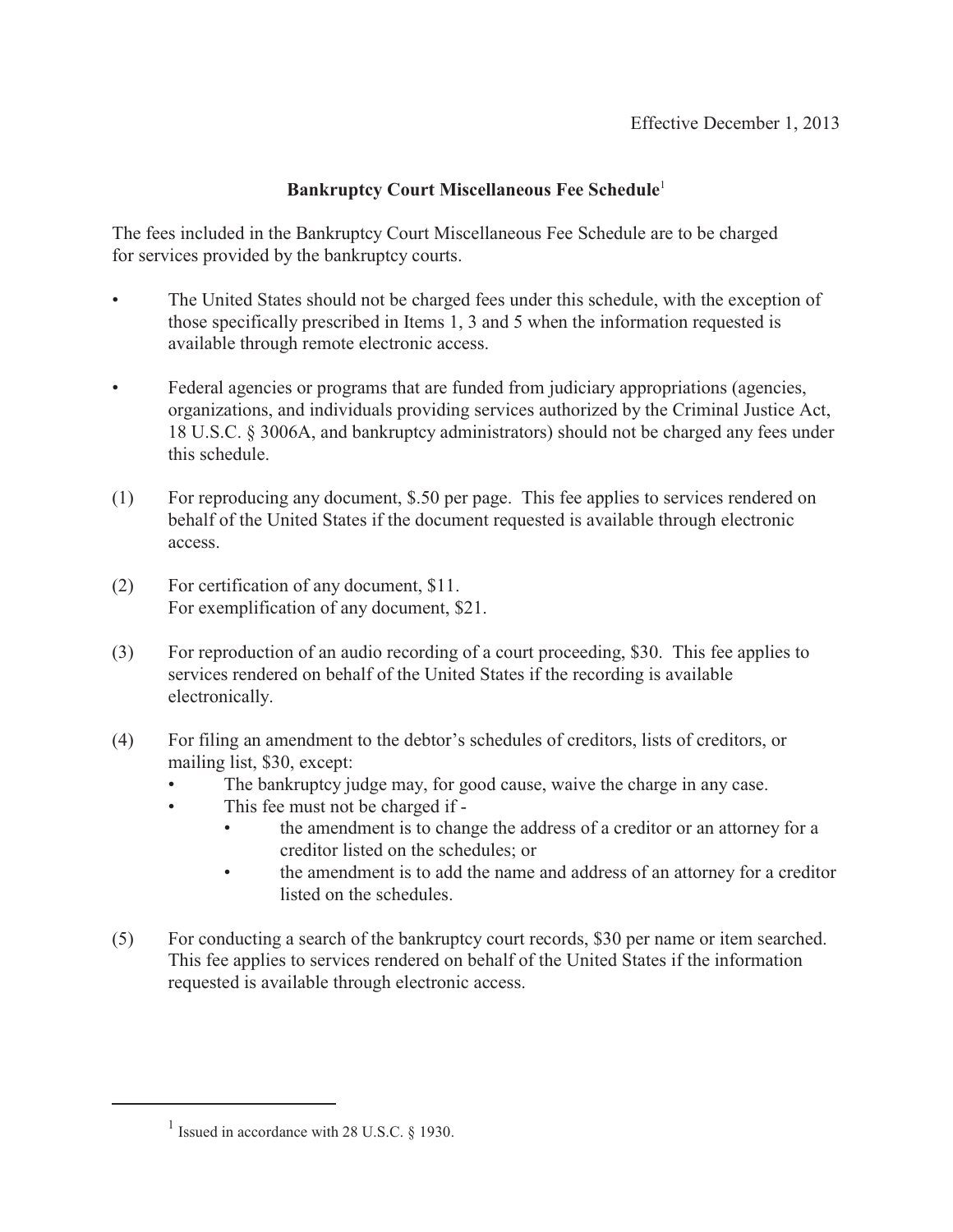Effective December 1, 2013

## Bankruptcy Court Miscellaneous Fee Schedule[1]

The fees included in the Bankruptcy Court Miscellaneous Fee Schedule are to be charged for services provided by the bankruptcy courts.

- The United States should not be charged fees under this schedule, with the exception of those specifically prescribed in Items 1, 3 and 5 when the information requested is available through remote electronic access.
- Federal agencies or programs that are funded from judiciary appropriations (agencies, organizations, and individuals providing services authorized by the Criminal Justice Act, 18 U.S.C. § 3006A, and bankruptcy administrators) should not be charged any fees under this schedule.

(1) For reproducing any document, $.50 per page. This fee applies to services rendered on behalf of the United States if the document requested is available through electronic access.

(2) For certification of any document, $11.
For exemplification of any document, $21.

(3) For reproduction of an audio recording of a court proceeding, $30. This fee applies to services rendered on behalf of the United States if the recording is available electronically.

(4) For filing an amendment to the debtor's schedules of creditors, lists of creditors, or mailing list, $30, except:
- The bankruptcy judge may, for good cause, waive the charge in any case.
- This fee must not be charged if -
  - the amendment is to change the address of a creditor or an attorney for a creditor listed on the schedules; or
  - the amendment is to add the name and address of an attorney for a creditor listed on the schedules.

(5) For conducting a search of the bankruptcy court records, $30 per name or item searched. This fee applies to services rendered on behalf of the United States if the information requested is available through electronic access.

---

[1] Issued in accordance with 28 U.S.C. § 1930.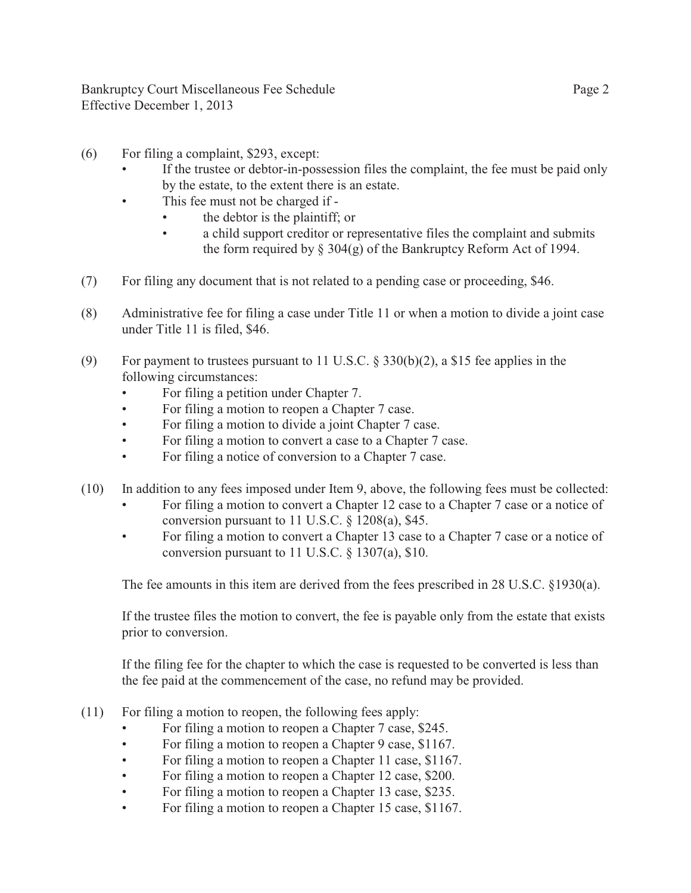(6) For filing a complaint, $293, except:

- If the trustee or debtor-in-possession files the complaint, the fee must be paid only by the estate, to the extent there is an estate.
- This fee must not be charged if -
  - the debtor is the plaintiff; or
  - a child support creditor or representative files the complaint and submits the form required by § 304(g) of the Bankruptcy Reform Act of 1994.

(7) For filing any document that is not related to a pending case or proceeding, $46.

(8) Administrative fee for filing a case under Title 11 or when a motion to divide a joint case under Title 11 is filed, $46.

(9) For payment to trustees pursuant to 11 U.S.C. § 330(b)(2), a $15 fee applies in the following circumstances:

- For filing a petition under Chapter 7.
- For filing a motion to reopen a Chapter 7 case.
- For filing a motion to divide a joint Chapter 7 case.
- For filing a motion to convert a case to a Chapter 7 case.
- For filing a notice of conversion to a Chapter 7 case.

(10) In addition to any fees imposed under Item 9, above, the following fees must be collected:

- For filing a motion to convert a Chapter 12 case to a Chapter 7 case or a notice of conversion pursuant to 11 U.S.C. § 1208(a), $45.
- For filing a motion to convert a Chapter 13 case to a Chapter 7 case or a notice of conversion pursuant to 11 U.S.C. § 1307(a), $10.

The fee amounts in this item are derived from the fees prescribed in 28 U.S.C. §1930(a).

If the trustee files the motion to convert, the fee is payable only from the estate that exists prior to conversion.

If the filing fee for the chapter to which the case is requested to be converted is less than the fee paid at the commencement of the case, no refund may be provided.

(11) For filing a motion to reopen, the following fees apply:

- For filing a motion to reopen a Chapter 7 case, $245.
- For filing a motion to reopen a Chapter 9 case, $1167.
- For filing a motion to reopen a Chapter 11 case, $1167.
- For filing a motion to reopen a Chapter 12 case, $200.
- For filing a motion to reopen a Chapter 13 case, $235.
- For filing a motion to reopen a Chapter 15 case, $1167.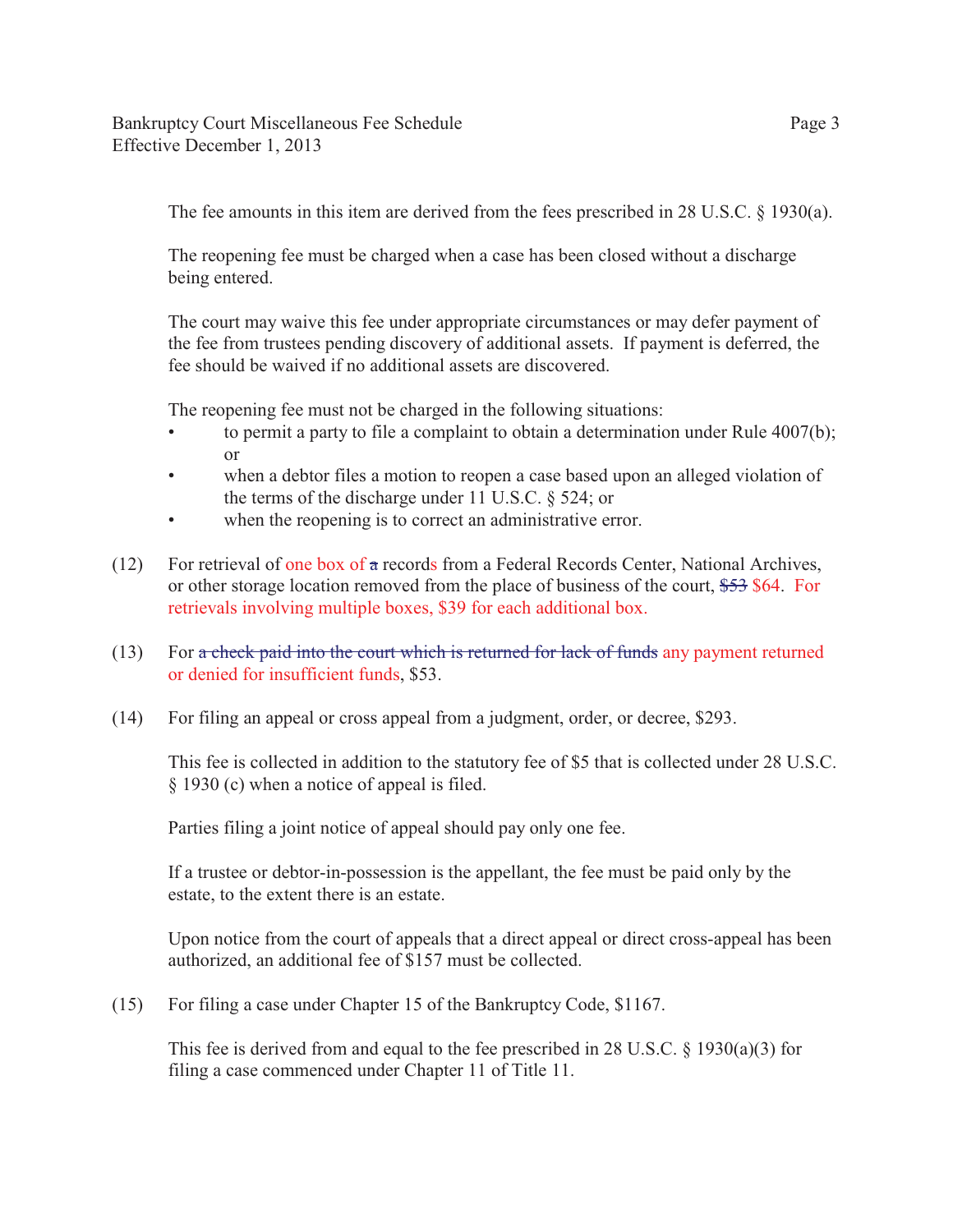The fee amounts in this item are derived from the fees prescribed in 28 U.S.C. § 1930(a).

The reopening fee must be charged when a case has been closed without a discharge being entered.

The court may waive this fee under appropriate circumstances or may defer payment of the fee from trustees pending discovery of additional assets. If payment is deferred, the fee should be waived if no additional assets are discovered.

The reopening fee must not be charged in the following situations:

- to permit a party to file a complaint to obtain a determination under Rule 4007(b); or
- when a debtor files a motion to reopen a case based upon an alleged violation of the terms of the discharge under 11 U.S.C. § 524; or
- when the reopening is to correct an administrative error.

(12) For retrieval of one box of ~~a~~ records from a Federal Records Center, National Archives, or other storage location removed from the place of business of the court, ~~$53~~ $64. For retrievals involving multiple boxes, $39 for each additional box.

(13) For ~~a check paid into the court which is returned for lack of funds~~ any payment returned or denied for insufficient funds, $53.

(14) For filing an appeal or cross appeal from a judgment, order, or decree, $293.

This fee is collected in addition to the statutory fee of $5 that is collected under 28 U.S.C. § 1930 (c) when a notice of appeal is filed.

Parties filing a joint notice of appeal should pay only one fee.

If a trustee or debtor-in-possession is the appellant, the fee must be paid only by the estate, to the extent there is an estate.

Upon notice from the court of appeals that a direct appeal or direct cross-appeal has been authorized, an additional fee of $157 must be collected.

(15) For filing a case under Chapter 15 of the Bankruptcy Code, $1167.

This fee is derived from and equal to the fee prescribed in 28 U.S.C. § 1930(a)(3) for filing a case commenced under Chapter 11 of Title 11.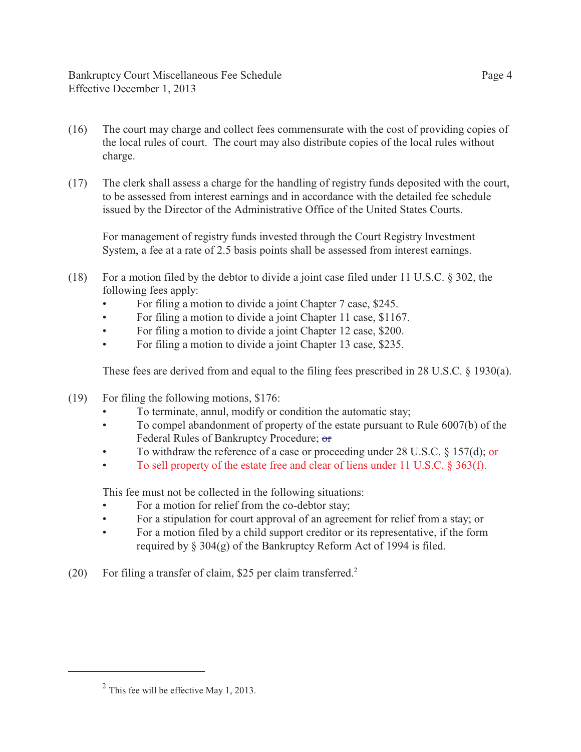(16) The court may charge and collect fees commensurate with the cost of providing copies of the local rules of court. The court may also distribute copies of the local rules without charge.

(17) The clerk shall assess a charge for the handling of registry funds deposited with the court, to be assessed from interest earnings and in accordance with the detailed fee schedule issued by the Director of the Administrative Office of the United States Courts.

For management of registry funds invested through the Court Registry Investment System, a fee at a rate of 2.5 basis points shall be assessed from interest earnings.

(18) For a motion filed by the debtor to divide a joint case filed under 11 U.S.C. § 302, the following fees apply:

- For filing a motion to divide a joint Chapter 7 case, $245.
- For filing a motion to divide a joint Chapter 11 case, $1167.
- For filing a motion to divide a joint Chapter 12 case, $200.
- For filing a motion to divide a joint Chapter 13 case, $235.

These fees are derived from and equal to the filing fees prescribed in 28 U.S.C. § 1930(a).

(19) For filing the following motions, $176:

- To terminate, annul, modify or condition the automatic stay;
- To compel abandonment of property of the estate pursuant to Rule 6007(b) of the Federal Rules of Bankruptcy Procedure; ~~or~~
- To withdraw the reference of a case or proceeding under 28 U.S.C. § 157(d); or
- To sell property of the estate free and clear of liens under 11 U.S.C. § 363(f).

This fee must not be collected in the following situations:

- For a motion for relief from the co-debtor stay;
- For a stipulation for court approval of an agreement for relief from a stay; or
- For a motion filed by a child support creditor or its representative, if the form required by § 304(g) of the Bankruptcy Reform Act of 1994 is filed.

(20) For filing a transfer of claim, $25 per claim transferred.[2]

---

[2] This fee will be effective May 1, 2013.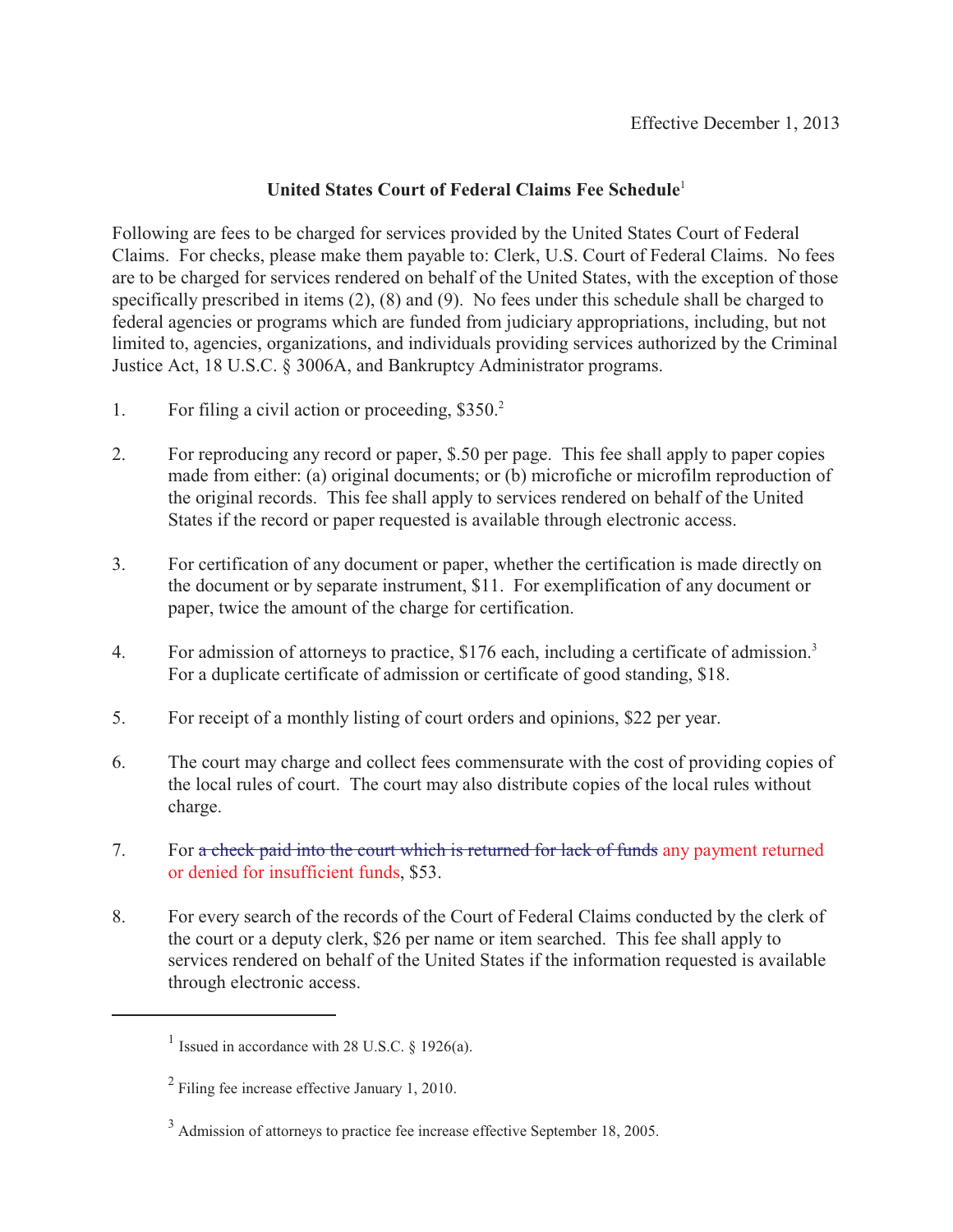Effective December 1, 2013

**United States Court of Federal Claims Fee Schedule**[1]

Following are fees to be charged for services provided by the United States Court of Federal Claims. For checks, please make them payable to: Clerk, U.S. Court of Federal Claims. No fees are to be charged for services rendered on behalf of the United States, with the exception of those specifically prescribed in items (2), (8) and (9). No fees under this schedule shall be charged to federal agencies or programs which are funded from judiciary appropriations, including, but not limited to, agencies, organizations, and individuals providing services authorized by the Criminal Justice Act, 18 U.S.C. § 3006A, and Bankruptcy Administrator programs.

1. For filing a civil action or proceeding, $350.[2]

2. For reproducing any record or paper, $.50 per page. This fee shall apply to paper copies made from either: (a) original documents; or (b) microfiche or microfilm reproduction of the original records. This fee shall apply to services rendered on behalf of the United States if the record or paper requested is available through electronic access.

3. For certification of any document or paper, whether the certification is made directly on the document or by separate instrument, $11. For exemplification of any document or paper, twice the amount of the charge for certification.

4. For admission of attorneys to practice, $176 each, including a certificate of admission.[3] For a duplicate certificate of admission or certificate of good standing, $18.

5. For receipt of a monthly listing of court orders and opinions, $22 per year.

6. The court may charge and collect fees commensurate with the cost of providing copies of the local rules of court. The court may also distribute copies of the local rules without charge.

7. For ~~a check paid into the court which is returned for lack of funds~~ any payment returned or denied for insufficient funds, $53.

8. For every search of the records of the Court of Federal Claims conducted by the clerk of the court or a deputy clerk, $26 per name or item searched. This fee shall apply to services rendered on behalf of the United States if the information requested is available through electronic access.

---

[1] Issued in accordance with 28 U.S.C. § 1926(a).

[2] Filing fee increase effective January 1, 2010.

[3] Admission of attorneys to practice fee increase effective September 18, 2005.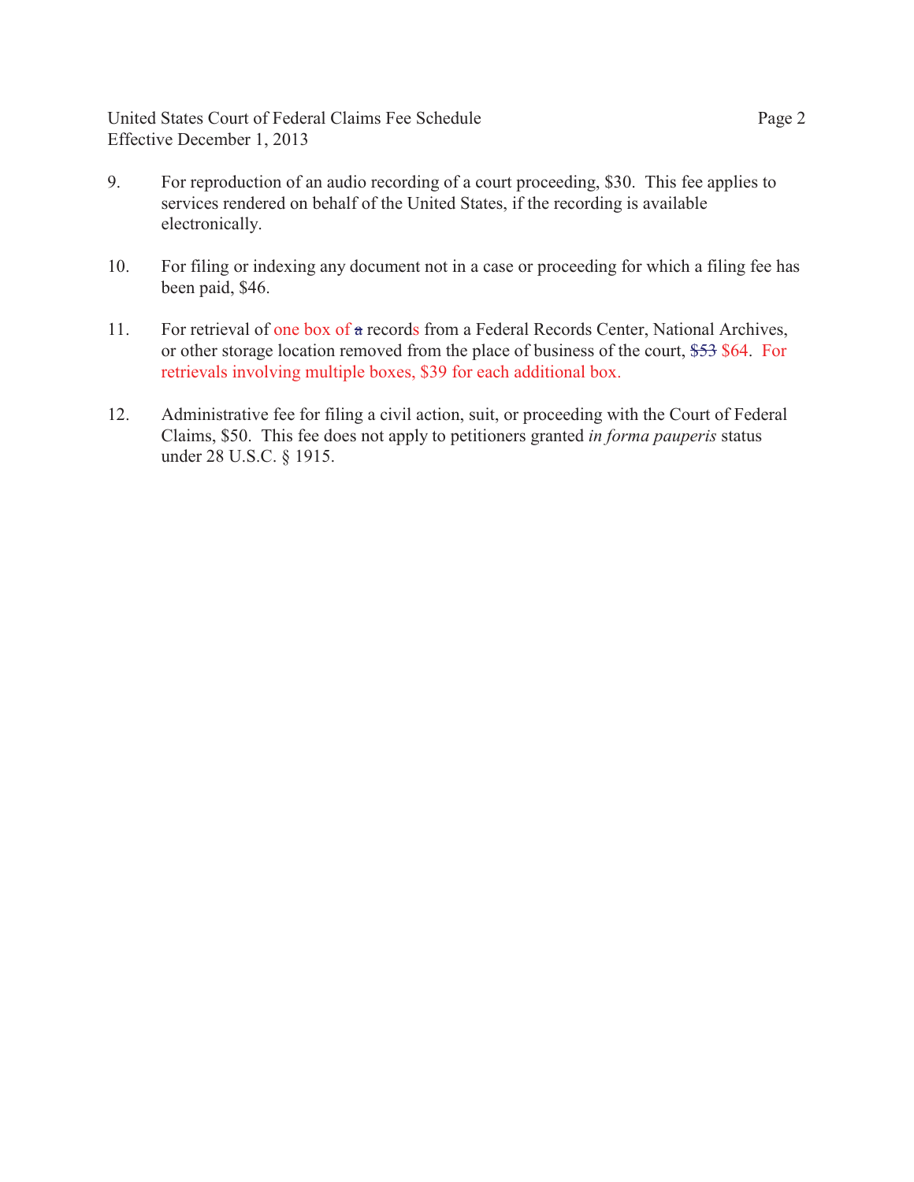9. For reproduction of an audio recording of a court proceeding, $30. This fee applies to services rendered on behalf of the United States, if the recording is available electronically.

10. For filing or indexing any document not in a case or proceeding for which a filing fee has been paid, $46.

11. For retrieval of one box of ~~a~~ records from a Federal Records Center, National Archives, or other storage location removed from the place of business of the court, ~~$53~~ $64. For retrievals involving multiple boxes, $39 for each additional box.

12. Administrative fee for filing a civil action, suit, or proceeding with the Court of Federal Claims, $50. This fee does not apply to petitioners granted *in forma pauperis* status under 28 U.S.C. § 1915.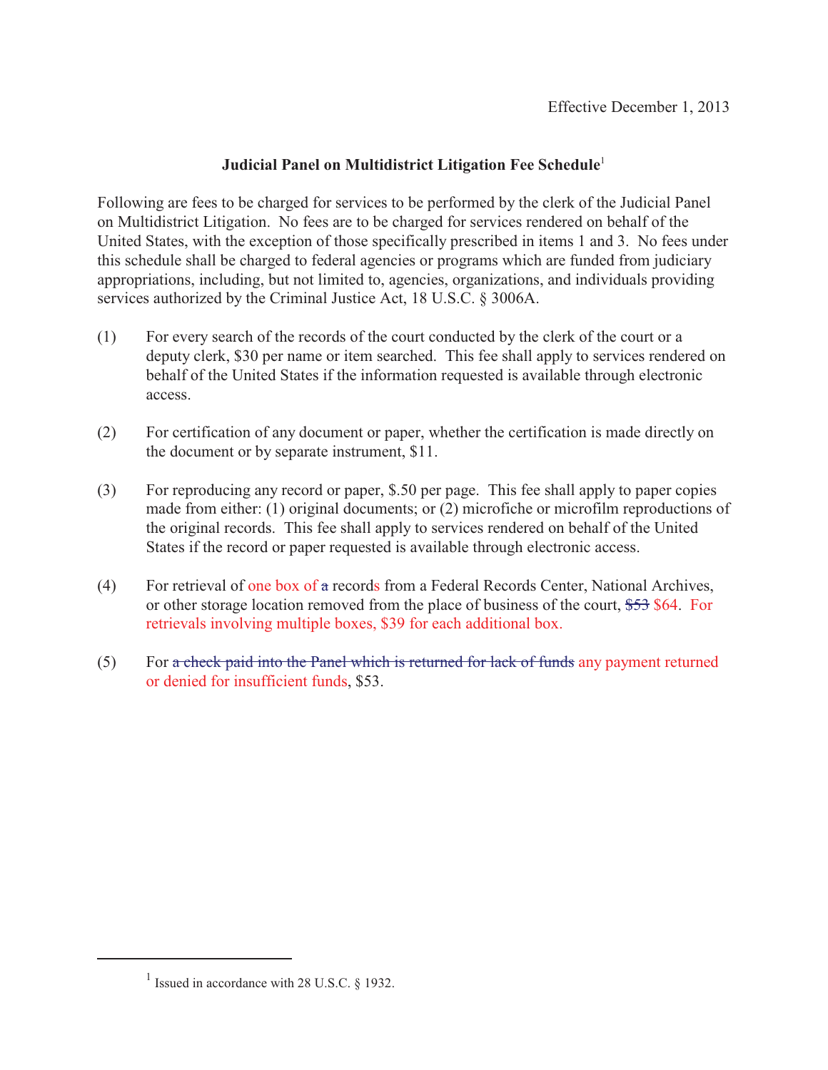Effective December 1, 2013

**Judicial Panel on Multidistrict Litigation Fee Schedule**[1]

Following are fees to be charged for services to be performed by the clerk of the Judicial Panel on Multidistrict Litigation. No fees are to be charged for services rendered on behalf of the United States, with the exception of those specifically prescribed in items 1 and 3. No fees under this schedule shall be charged to federal agencies or programs which are funded from judiciary appropriations, including, but not limited to, agencies, organizations, and individuals providing services authorized by the Criminal Justice Act, 18 U.S.C. § 3006A.

(1) For every search of the records of the court conducted by the clerk of the court or a deputy clerk, $30 per name or item searched. This fee shall apply to services rendered on behalf of the United States if the information requested is available through electronic access.

(2) For certification of any document or paper, whether the certification is made directly on the document or by separate instrument, $11.

(3) For reproducing any record or paper, $.50 per page. This fee shall apply to paper copies made from either: (1) original documents; or (2) microfiche or microfilm reproductions of the original records. This fee shall apply to services rendered on behalf of the United States if the record or paper requested is available through electronic access.

(4) For retrieval of one box of ~~a~~ records from a Federal Records Center, National Archives, or other storage location removed from the place of business of the court, ~~$53~~ $64. For retrievals involving multiple boxes, $39 for each additional box.

(5) For ~~a check paid into the Panel which is returned for lack of funds~~ any payment returned or denied for insufficient funds, $53.

[1] Issued in accordance with 28 U.S.C. § 1932.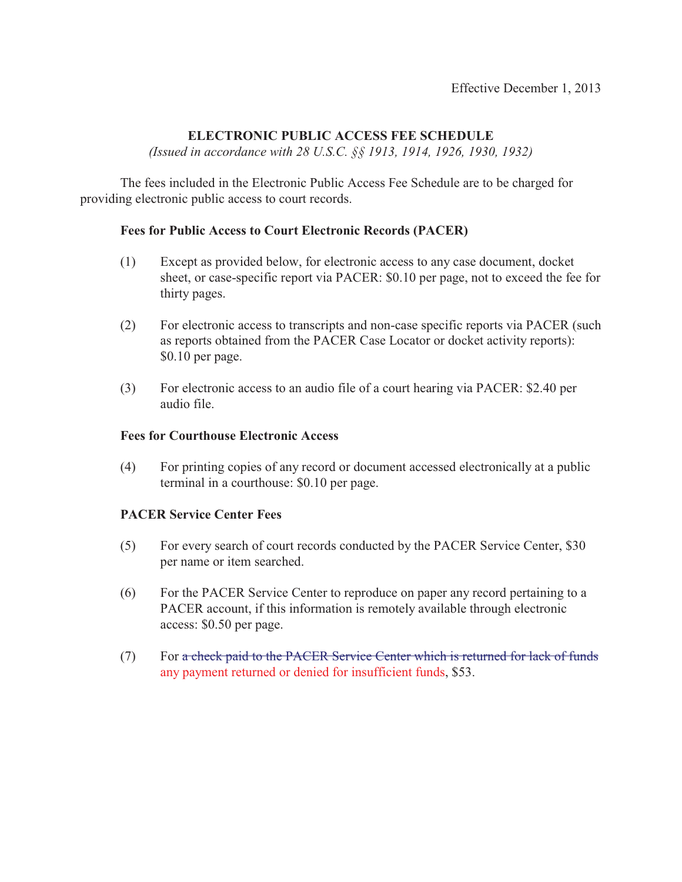Effective December 1, 2013

**ELECTRONIC PUBLIC ACCESS FEE SCHEDULE**

*(Issued in accordance with 28 U.S.C. §§ 1913, 1914, 1926, 1930, 1932)*

The fees included in the Electronic Public Access Fee Schedule are to be charged for providing electronic public access to court records.

**Fees for Public Access to Court Electronic Records (PACER)**

(1) Except as provided below, for electronic access to any case document, docket sheet, or case-specific report via PACER: $0.10 per page, not to exceed the fee for thirty pages.

(2) For electronic access to transcripts and non-case specific reports via PACER (such as reports obtained from the PACER Case Locator or docket activity reports): $0.10 per page.

(3) For electronic access to an audio file of a court hearing via PACER: $2.40 per audio file.

**Fees for Courthouse Electronic Access**

(4) For printing copies of any record or document accessed electronically at a public terminal in a courthouse: $0.10 per page.

**PACER Service Center Fees**

(5) For every search of court records conducted by the PACER Service Center, $30 per name or item searched.

(6) For the PACER Service Center to reproduce on paper any record pertaining to a PACER account, if this information is remotely available through electronic access: $0.50 per page.

(7) For ~~a check paid to the PACER Service Center which is returned for lack of funds~~ any payment returned or denied for insufficient funds, $53.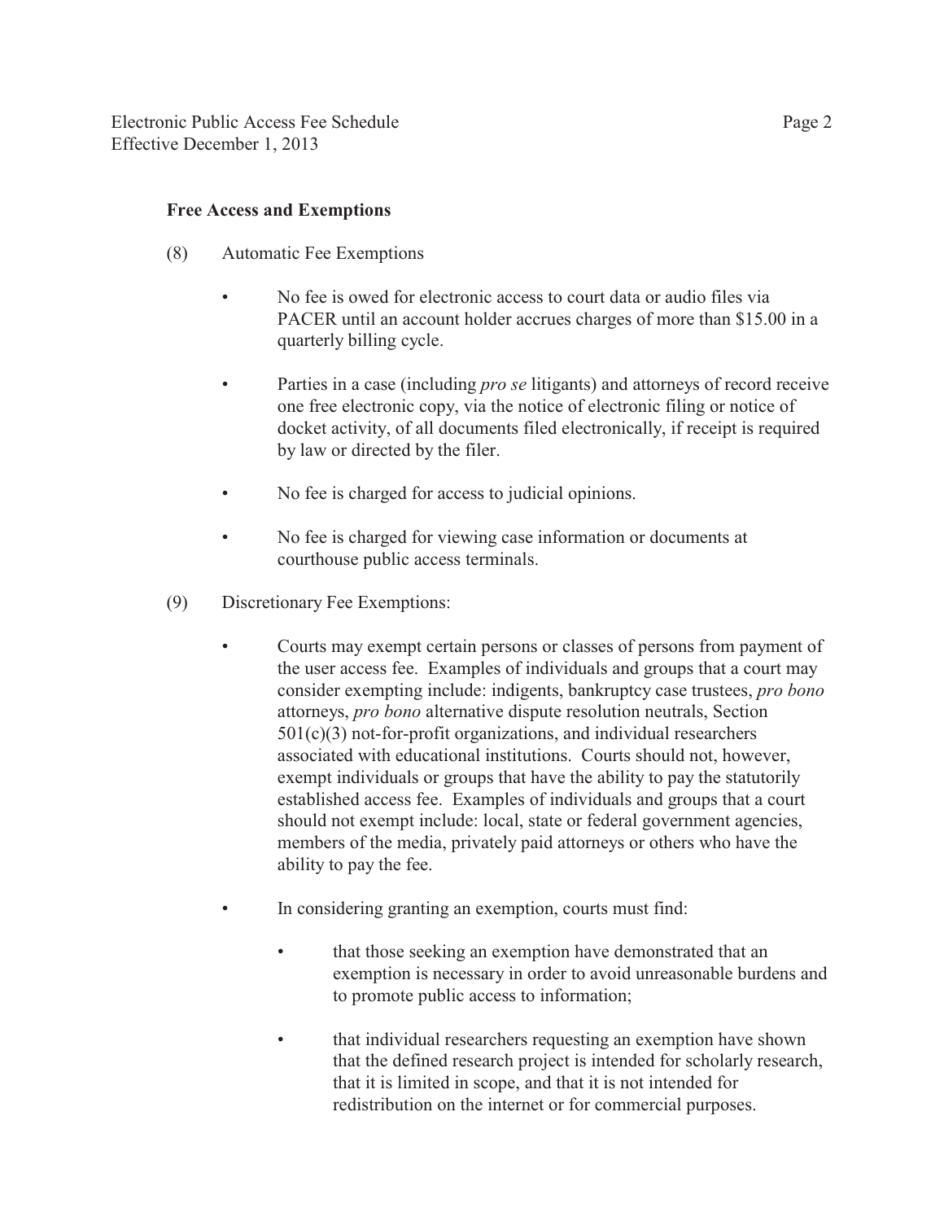**Free Access and Exemptions**

(8) Automatic Fee Exemptions

- No fee is owed for electronic access to court data or audio files via PACER until an account holder accrues charges of more than $15.00 in a quarterly billing cycle.
- Parties in a case (including *pro se* litigants) and attorneys of record receive one free electronic copy, via the notice of electronic filing or notice of docket activity, of all documents filed electronically, if receipt is required by law or directed by the filer.
- No fee is charged for access to judicial opinions.
- No fee is charged for viewing case information or documents at courthouse public access terminals.

(9) Discretionary Fee Exemptions:

- Courts may exempt certain persons or classes of persons from payment of the user access fee. Examples of individuals and groups that a court may consider exempting include: indigents, bankruptcy case trustees, *pro bono* attorneys, *pro bono* alternative dispute resolution neutrals, Section 501(c)(3) not-for-profit organizations, and individual researchers associated with educational institutions. Courts should not, however, exempt individuals or groups that have the ability to pay the statutorily established access fee. Examples of individuals and groups that a court should not exempt include: local, state or federal government agencies, members of the media, privately paid attorneys or others who have the ability to pay the fee.
- In considering granting an exemption, courts must find:
  - that those seeking an exemption have demonstrated that an exemption is necessary in order to avoid unreasonable burdens and to promote public access to information;
  - that individual researchers requesting an exemption have shown that the defined research project is intended for scholarly research, that it is limited in scope, and that it is not intended for redistribution on the internet or for commercial purposes.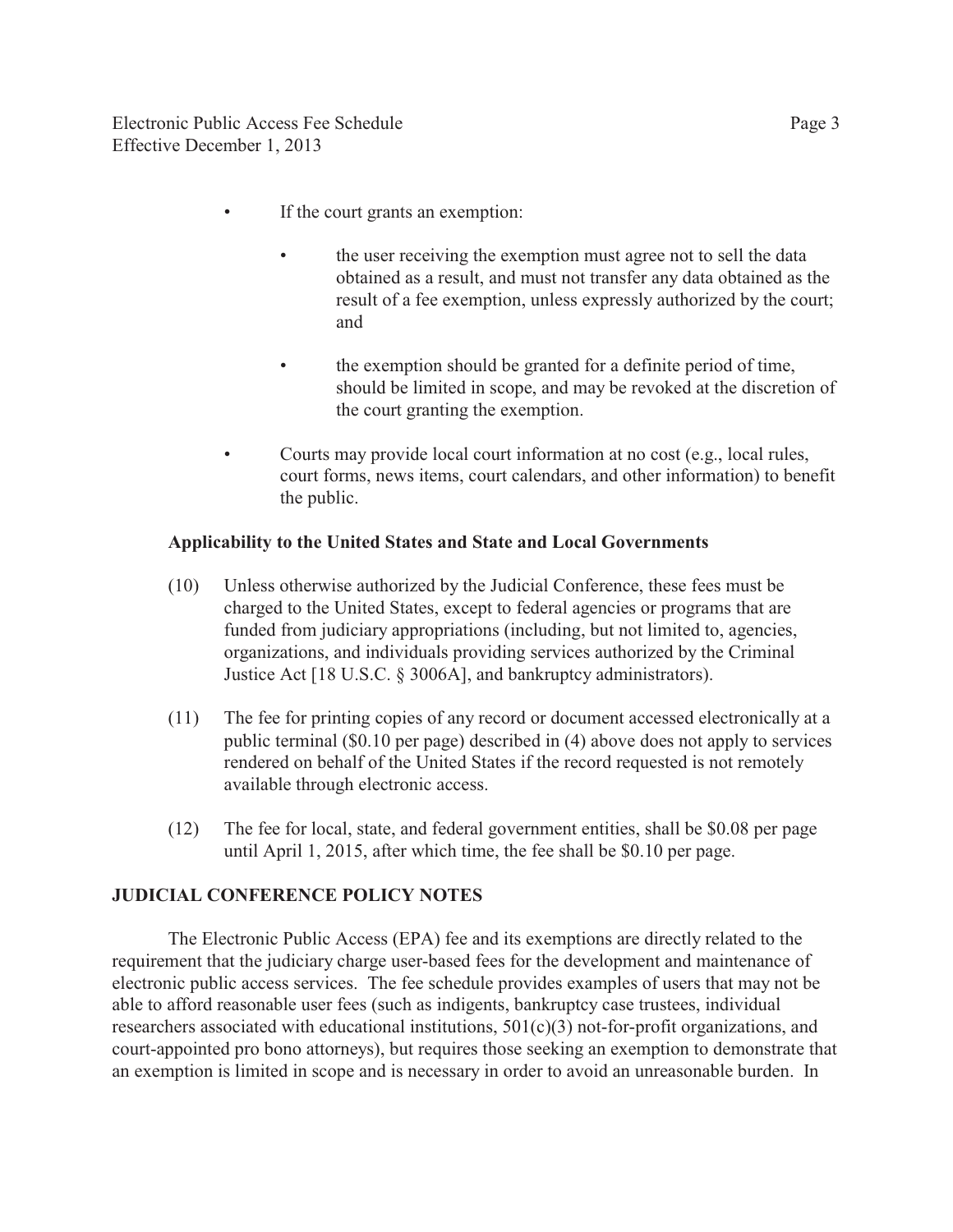- If the court grants an exemption:
    - the user receiving the exemption must agree not to sell the data obtained as a result, and must not transfer any data obtained as the result of a fee exemption, unless expressly authorized by the court; and
    - the exemption should be granted for a definite period of time, should be limited in scope, and may be revoked at the discretion of the court granting the exemption.
- Courts may provide local court information at no cost (e.g., local rules, court forms, news items, court calendars, and other information) to benefit the public.

**Applicability to the United States and State and Local Governments**

(10) Unless otherwise authorized by the Judicial Conference, these fees must be charged to the United States, except to federal agencies or programs that are funded from judiciary appropriations (including, but not limited to, agencies, organizations, and individuals providing services authorized by the Criminal Justice Act [18 U.S.C. § 3006A], and bankruptcy administrators).

(11) The fee for printing copies of any record or document accessed electronically at a public terminal ($0.10 per page) described in (4) above does not apply to services rendered on behalf of the United States if the record requested is not remotely available through electronic access.

(12) The fee for local, state, and federal government entities, shall be $0.08 per page until April 1, 2015, after which time, the fee shall be $0.10 per page.

**JUDICIAL CONFERENCE POLICY NOTES**

The Electronic Public Access (EPA) fee and its exemptions are directly related to the requirement that the judiciary charge user-based fees for the development and maintenance of electronic public access services. The fee schedule provides examples of users that may not be able to afford reasonable user fees (such as indigents, bankruptcy case trustees, individual researchers associated with educational institutions, 501(c)(3) not-for-profit organizations, and court-appointed pro bono attorneys), but requires those seeking an exemption to demonstrate that an exemption is limited in scope and is necessary in order to avoid an unreasonable burden. In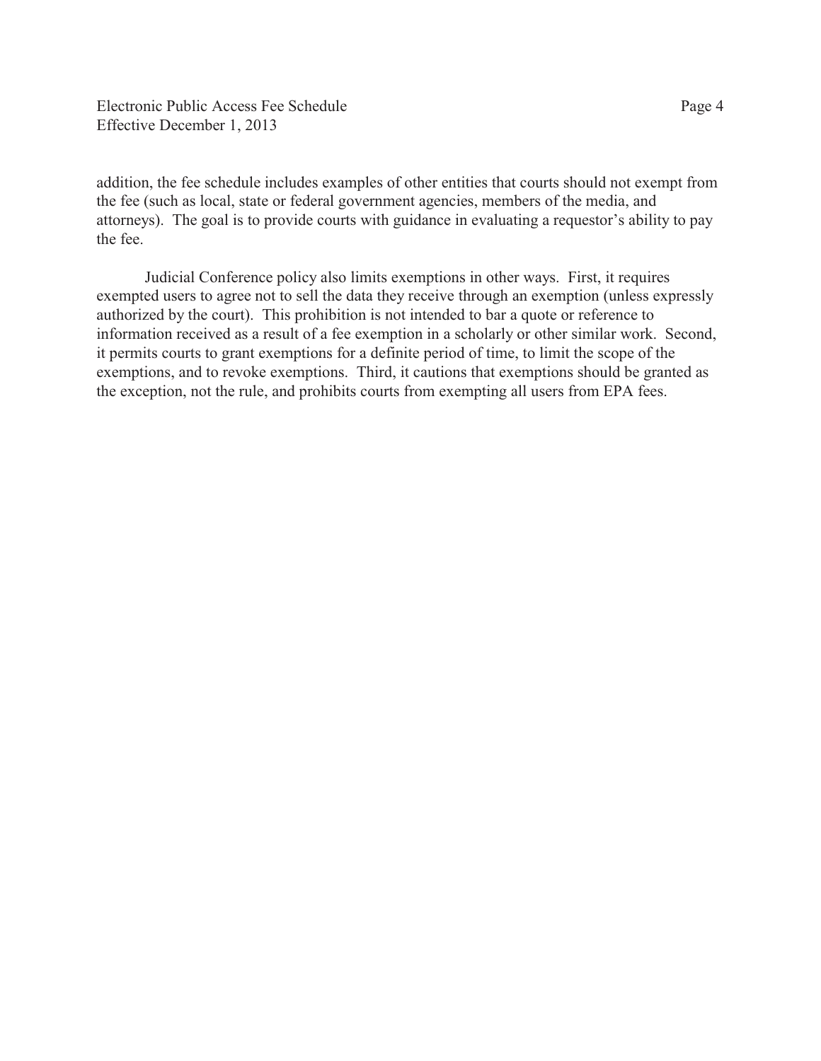addition, the fee schedule includes examples of other entities that courts should not exempt from the fee (such as local, state or federal government agencies, members of the media, and attorneys). The goal is to provide courts with guidance in evaluating a requestor's ability to pay the fee.

Judicial Conference policy also limits exemptions in other ways. First, it requires exempted users to agree not to sell the data they receive through an exemption (unless expressly authorized by the court). This prohibition is not intended to bar a quote or reference to information received as a result of a fee exemption in a scholarly or other similar work. Second, it permits courts to grant exemptions for a definite period of time, to limit the scope of the exemptions, and to revoke exemptions. Third, it cautions that exemptions should be granted as the exception, not the rule, and prohibits courts from exempting all users from EPA fees.